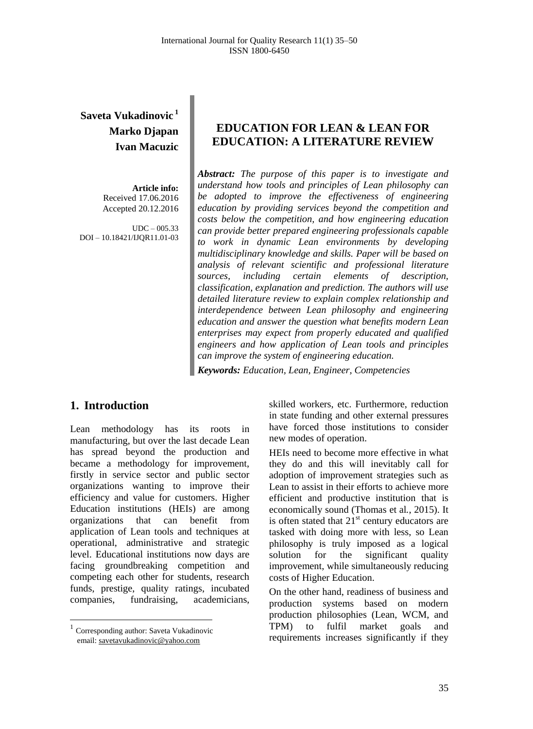**Saveta Vukadinovic** [1]
**Marko Djapan**
**Ivan Macuzic**

**Article info:**
Received 17.06.2016
Accepted 20.12.2016

UDC – 005.33
DOI – 10.18421/IJQR11.01-03

# EDUCATION FOR LEAN & LEAN FOR EDUCATION: A LITERATURE REVIEW

***Abstract:*** *The purpose of this paper is to investigate and understand how tools and principles of Lean philosophy can be adopted to improve the effectiveness of engineering education by providing services beyond the competition and costs below the competition, and how engineering education can provide better prepared engineering professionals capable to work in dynamic Lean environments by developing multidisciplinary knowledge and skills. Paper will be based on analysis of relevant scientific and professional literature sources, including certain elements of description, classification, explanation and prediction. The authors will use detailed literature review to explain complex relationship and interdependence between Lean philosophy and engineering education and answer the question what benefits modern Lean enterprises may expect from properly educated and qualified engineers and how application of Lean tools and principles can improve the system of engineering education.*

***Keywords:*** *Education, Lean, Engineer, Competencies*

## 1. Introduction

Lean methodology has its roots in manufacturing, but over the last decade Lean has spread beyond the production and became a methodology for improvement, firstly in service sector and public sector organizations wanting to improve their efficiency and value for customers. Higher Education institutions (HEIs) are among organizations that can benefit from application of Lean tools and techniques at operational, administrative and strategic level. Educational institutions now days are facing groundbreaking competition and competing each other for students, research funds, prestige, quality ratings, incubated companies, fundraising, academicians, skilled workers, etc. Furthermore, reduction in state funding and other external pressures have forced those institutions to consider new modes of operation.

HEIs need to become more effective in what they do and this will inevitably call for adoption of improvement strategies such as Lean to assist in their efforts to achieve more efficient and productive institution that is economically sound (Thomas et al*.*, 2015). It is often stated that 21st century educators are tasked with doing more with less, so Lean philosophy is truly imposed as a logical solution for the significant quality improvement, while simultaneously reducing costs of Higher Education.

On the other hand, readiness of business and production systems based on modern production philosophies (Lean, WCM, and TPM) to fulfil market goals and requirements increases significantly if they

[1] Corresponding author: Saveta Vukadinovic
email: savetavukadinovic@yahoo.com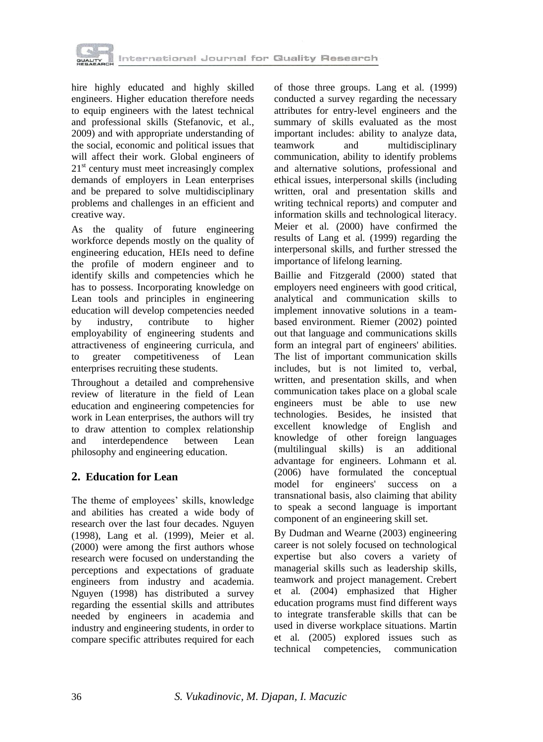hire highly educated and highly skilled engineers. Higher education therefore needs to equip engineers with the latest technical and professional skills (Stefanovic, et al., 2009) and with appropriate understanding of the social, economic and political issues that will affect their work. Global engineers of 21st century must meet increasingly complex demands of employers in Lean enterprises and be prepared to solve multidisciplinary problems and challenges in an efficient and creative way.

As the quality of future engineering workforce depends mostly on the quality of engineering education, HEIs need to define the profile of modern engineer and to identify skills and competencies which he has to possess. Incorporating knowledge on Lean tools and principles in engineering education will develop competencies needed by industry, contribute to higher employability of engineering students and attractiveness of engineering curricula, and to greater competitiveness of Lean enterprises recruiting these students.

Throughout a detailed and comprehensive review of literature in the field of Lean education and engineering competencies for work in Lean enterprises, the authors will try to draw attention to complex relationship and interdependence between Lean philosophy and engineering education.

## 2. Education for Lean

The theme of employees' skills, knowledge and abilities has created a wide body of research over the last four decades. Nguyen (1998), Lang et al. (1999), Meier et al. (2000) were among the first authors whose research were focused on understanding the perceptions and expectations of graduate engineers from industry and academia. Nguyen (1998) has distributed a survey regarding the essential skills and attributes needed by engineers in academia and industry and engineering students, in order to compare specific attributes required for each of those three groups. Lang et al. (1999) conducted a survey regarding the necessary attributes for entry-level engineers and the summary of skills evaluated as the most important includes: ability to analyze data, teamwork and multidisciplinary communication, ability to identify problems and alternative solutions, professional and ethical issues, interpersonal skills (including written, oral and presentation skills and writing technical reports) and computer and information skills and technological literacy. Meier et al. (2000) have confirmed the results of Lang et al. (1999) regarding the interpersonal skills, and further stressed the importance of lifelong learning.

Baillie and Fitzgerald (2000) stated that employers need engineers with good critical, analytical and communication skills to implement innovative solutions in a team-based environment. Riemer (2002) pointed out that language and communications skills form an integral part of engineers' abilities. The list of important communication skills includes, but is not limited to, verbal, written, and presentation skills, and when communication takes place on a global scale engineers must be able to use new technologies. Besides, he insisted that excellent knowledge of English and knowledge of other foreign languages (multilingual skills) is an additional advantage for engineers. Lohmann et al. (2006) have formulated the conceptual model for engineers' success on a transnational basis, also claiming that ability to speak a second language is important component of an engineering skill set.

By Dudman and Wearne (2003) engineering career is not solely focused on technological expertise but also covers a variety of managerial skills such as leadership skills, teamwork and project management. Crebert et al. (2004) emphasized that Higher education programs must find different ways to integrate transferable skills that can be used in diverse workplace situations. Martin et al. (2005) explored issues such as technical competencies, communication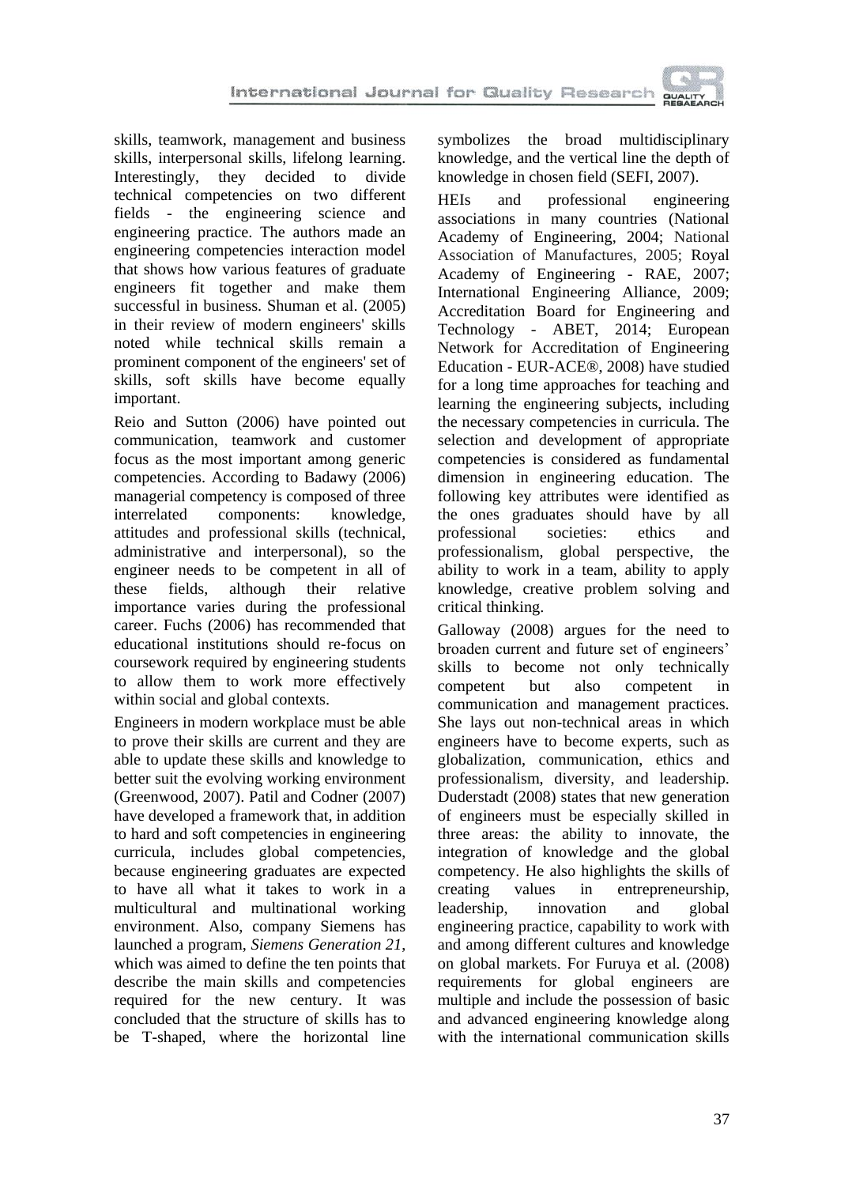skills, teamwork, management and business skills, interpersonal skills, lifelong learning. Interestingly, they decided to divide technical competencies on two different fields - the engineering science and engineering practice. The authors made an engineering competencies interaction model that shows how various features of graduate engineers fit together and make them successful in business. Shuman et al. (2005) in their review of modern engineers' skills noted while technical skills remain a prominent component of the engineers' set of skills, soft skills have become equally important.

Reio and Sutton (2006) have pointed out communication, teamwork and customer focus as the most important among generic competencies. According to Badawy (2006) managerial competency is composed of three interrelated components: knowledge, attitudes and professional skills (technical, administrative and interpersonal), so the engineer needs to be competent in all of these fields, although their relative importance varies during the professional career. Fuchs (2006) has recommended that educational institutions should re-focus on coursework required by engineering students to allow them to work more effectively within social and global contexts.

Engineers in modern workplace must be able to prove their skills are current and they are able to update these skills and knowledge to better suit the evolving working environment (Greenwood, 2007). Patil and Codner (2007) have developed a framework that, in addition to hard and soft competencies in engineering curricula, includes global competencies, because engineering graduates are expected to have all what it takes to work in a multicultural and multinational working environment. Also, company Siemens has launched a program, *Siemens Generation 21*, which was aimed to define the ten points that describe the main skills and competencies required for the new century. It was concluded that the structure of skills has to be T-shaped, where the horizontal line symbolizes the broad multidisciplinary knowledge, and the vertical line the depth of knowledge in chosen field (SEFI, 2007).

HEIs and professional engineering associations in many countries (National Academy of Engineering, 2004; National Association of Manufactures, 2005; Royal Academy of Engineering - RAE, 2007; International Engineering Alliance, 2009; Accreditation Board for Engineering and Technology - ABET, 2014; European Network for Accreditation of Engineering Education - EUR-ACE®, 2008) have studied for a long time approaches for teaching and learning the engineering subjects, including the necessary competencies in curricula. The selection and development of appropriate competencies is considered as fundamental dimension in engineering education. The following key attributes were identified as the ones graduates should have by all professional societies: ethics and professionalism, global perspective, the ability to work in a team, ability to apply knowledge, creative problem solving and critical thinking.

Galloway (2008) argues for the need to broaden current and future set of engineers' skills to become not only technically competent but also competent in communication and management practices. She lays out non-technical areas in which engineers have to become experts, such as globalization, communication, ethics and professionalism, diversity, and leadership. Duderstadt (2008) states that new generation of engineers must be especially skilled in three areas: the ability to innovate, the integration of knowledge and the global competency. He also highlights the skills of creating values in entrepreneurship, leadership, innovation and global engineering practice, capability to work with and among different cultures and knowledge on global markets. For Furuya et al. (2008) requirements for global engineers are multiple and include the possession of basic and advanced engineering knowledge along with the international communication skills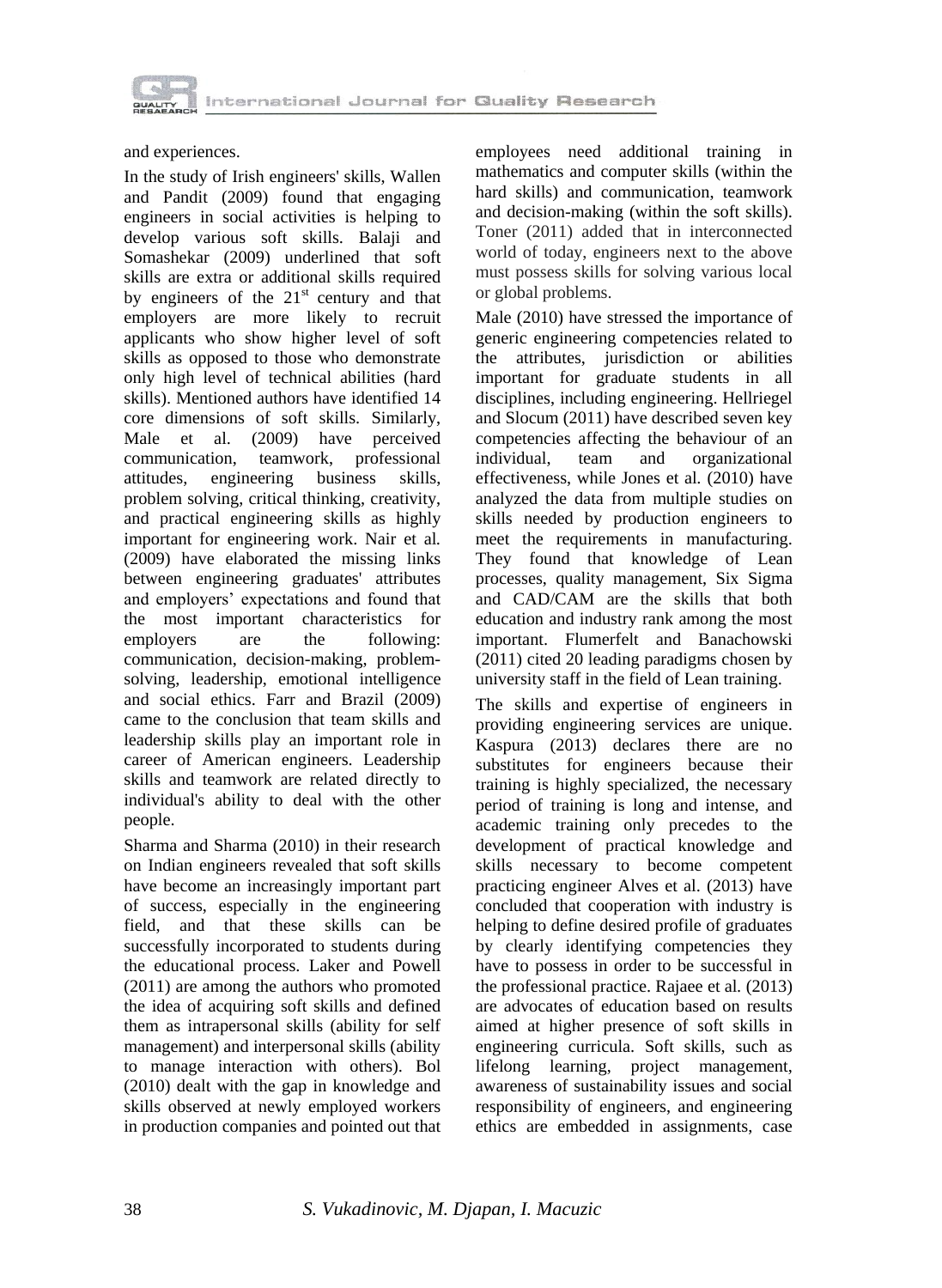and experiences.

In the study of Irish engineers' skills, Wallen and Pandit (2009) found that engaging engineers in social activities is helping to develop various soft skills. Balaji and Somashekar (2009) underlined that soft skills are extra or additional skills required by engineers of the 21st century and that employers are more likely to recruit applicants who show higher level of soft skills as opposed to those who demonstrate only high level of technical abilities (hard skills). Mentioned authors have identified 14 core dimensions of soft skills. Similarly, Male et al. (2009) have perceived communication, teamwork, professional attitudes, engineering business skills, problem solving, critical thinking, creativity, and practical engineering skills as highly important for engineering work. Nair et al. (2009) have elaborated the missing links between engineering graduates' attributes and employers' expectations and found that the most important characteristics for employers are the following: communication, decision-making, problem-solving, leadership, emotional intelligence and social ethics. Farr and Brazil (2009) came to the conclusion that team skills and leadership skills play an important role in career of American engineers. Leadership skills and teamwork are related directly to individual's ability to deal with the other people.

Sharma and Sharma (2010) in their research on Indian engineers revealed that soft skills have become an increasingly important part of success, especially in the engineering field, and that these skills can be successfully incorporated to students during the educational process. Laker and Powell (2011) are among the authors who promoted the idea of acquiring soft skills and defined them as intrapersonal skills (ability for self management) and interpersonal skills (ability to manage interaction with others). Bol (2010) dealt with the gap in knowledge and skills observed at newly employed workers in production companies and pointed out that employees need additional training in mathematics and computer skills (within the hard skills) and communication, teamwork and decision-making (within the soft skills). Toner (2011) added that in interconnected world of today, engineers next to the above must possess skills for solving various local or global problems.

Male (2010) have stressed the importance of generic engineering competencies related to the attributes, jurisdiction or abilities important for graduate students in all disciplines, including engineering. Hellriegel and Slocum (2011) have described seven key competencies affecting the behaviour of an individual, team and organizational effectiveness, while Jones et al. (2010) have analyzed the data from multiple studies on skills needed by production engineers to meet the requirements in manufacturing. They found that knowledge of Lean processes, quality management, Six Sigma and CAD/CAM are the skills that both education and industry rank among the most important. Flumerfelt and Banachowski (2011) cited 20 leading paradigms chosen by university staff in the field of Lean training.

The skills and expertise of engineers in providing engineering services are unique. Kaspura (2013) declares there are no substitutes for engineers because their training is highly specialized, the necessary period of training is long and intense, and academic training only precedes to the development of practical knowledge and skills necessary to become competent practicing engineer Alves et al. (2013) have concluded that cooperation with industry is helping to define desired profile of graduates by clearly identifying competencies they have to possess in order to be successful in the professional practice. Rajaee et al. (2013) are advocates of education based on results aimed at higher presence of soft skills in engineering curricula. Soft skills, such as lifelong learning, project management, awareness of sustainability issues and social responsibility of engineers, and engineering ethics are embedded in assignments, case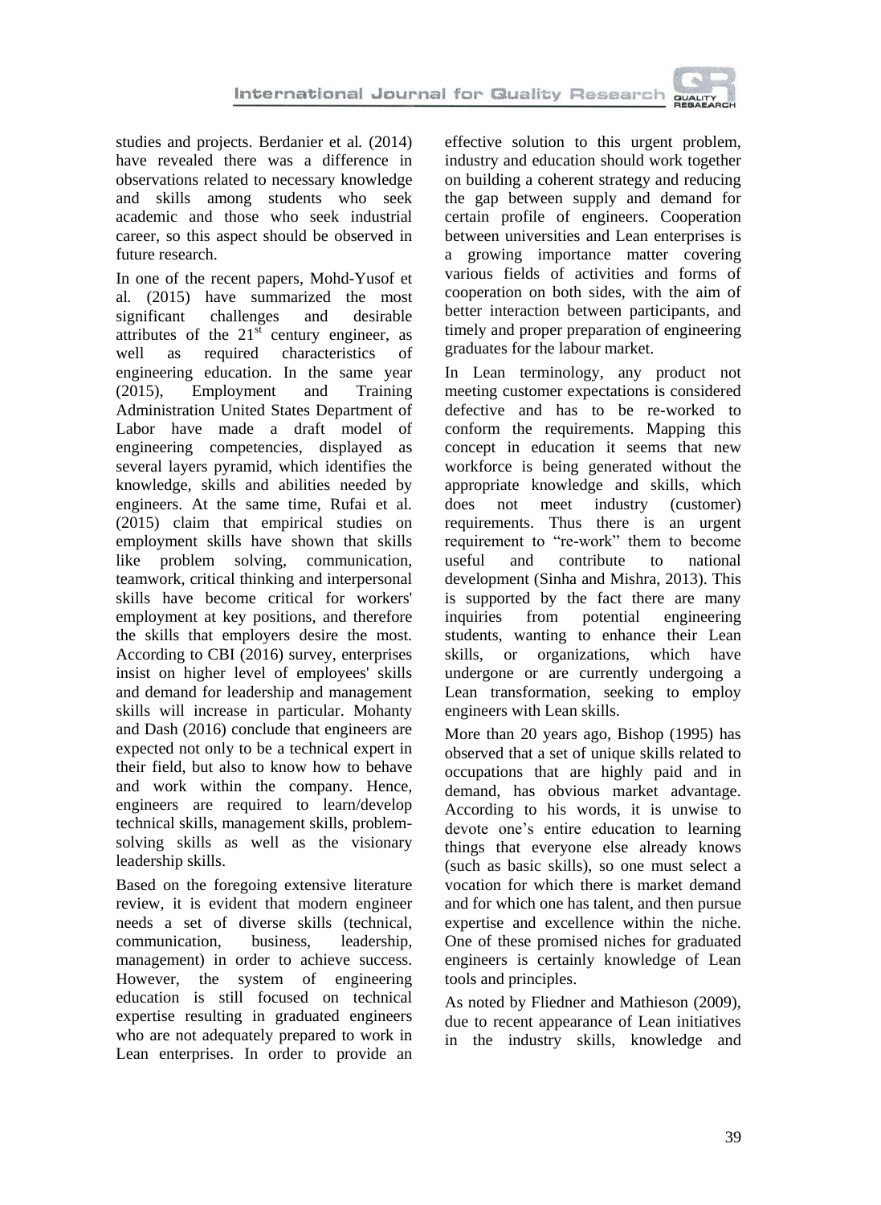studies and projects. Berdanier et al. (2014) have revealed there was a difference in observations related to necessary knowledge and skills among students who seek academic and those who seek industrial career, so this aspect should be observed in future research.

In one of the recent papers, Mohd-Yusof et al. (2015) have summarized the most significant challenges and desirable attributes of the 21st century engineer, as well as required characteristics of engineering education. In the same year (2015), Employment and Training Administration United States Department of Labor have made a draft model of engineering competencies, displayed as several layers pyramid, which identifies the knowledge, skills and abilities needed by engineers. At the same time, Rufai et al. (2015) claim that empirical studies on employment skills have shown that skills like problem solving, communication, teamwork, critical thinking and interpersonal skills have become critical for workers' employment at key positions, and therefore the skills that employers desire the most. According to CBI (2016) survey, enterprises insist on higher level of employees' skills and demand for leadership and management skills will increase in particular. Mohanty and Dash (2016) conclude that engineers are expected not only to be a technical expert in their field, but also to know how to behave and work within the company. Hence, engineers are required to learn/develop technical skills, management skills, problem-solving skills as well as the visionary leadership skills.

Based on the foregoing extensive literature review, it is evident that modern engineer needs a set of diverse skills (technical, communication, business, leadership, management) in order to achieve success. However, the system of engineering education is still focused on technical expertise resulting in graduated engineers who are not adequately prepared to work in Lean enterprises. In order to provide an effective solution to this urgent problem, industry and education should work together on building a coherent strategy and reducing the gap between supply and demand for certain profile of engineers. Cooperation between universities and Lean enterprises is a growing importance matter covering various fields of activities and forms of cooperation on both sides, with the aim of better interaction between participants, and timely and proper preparation of engineering graduates for the labour market.

In Lean terminology, any product not meeting customer expectations is considered defective and has to be re-worked to conform the requirements. Mapping this concept in education it seems that new workforce is being generated without the appropriate knowledge and skills, which does not meet industry (customer) requirements. Thus there is an urgent requirement to "re-work" them to become useful and contribute to national development (Sinha and Mishra, 2013). This is supported by the fact there are many inquiries from potential engineering students, wanting to enhance their Lean skills, or organizations, which have undergone or are currently undergoing a Lean transformation, seeking to employ engineers with Lean skills.

More than 20 years ago, Bishop (1995) has observed that a set of unique skills related to occupations that are highly paid and in demand, has obvious market advantage. According to his words, it is unwise to devote one's entire education to learning things that everyone else already knows (such as basic skills), so one must select a vocation for which there is market demand and for which one has talent, and then pursue expertise and excellence within the niche. One of these promised niches for graduated engineers is certainly knowledge of Lean tools and principles.

As noted by Fliedner and Mathieson (2009), due to recent appearance of Lean initiatives in the industry skills, knowledge and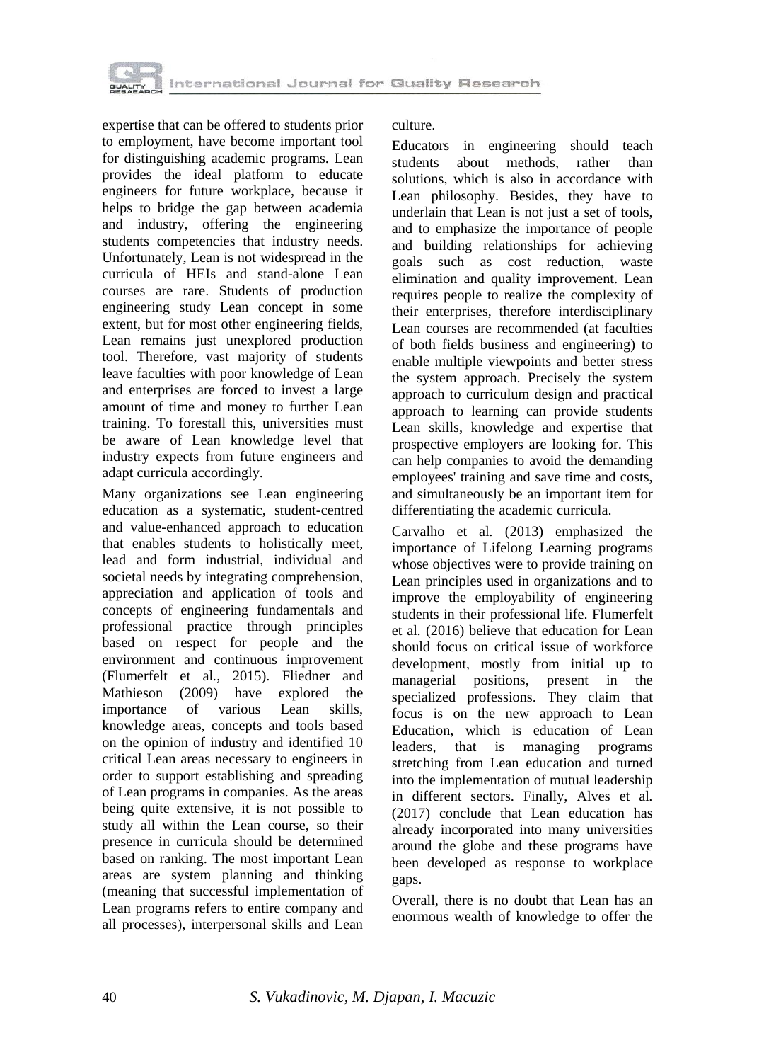expertise that can be offered to students prior to employment, have become important tool for distinguishing academic programs. Lean provides the ideal platform to educate engineers for future workplace, because it helps to bridge the gap between academia and industry, offering the engineering students competencies that industry needs. Unfortunately, Lean is not widespread in the curricula of HEIs and stand-alone Lean courses are rare. Students of production engineering study Lean concept in some extent, but for most other engineering fields, Lean remains just unexplored production tool. Therefore, vast majority of students leave faculties with poor knowledge of Lean and enterprises are forced to invest a large amount of time and money to further Lean training. To forestall this, universities must be aware of Lean knowledge level that industry expects from future engineers and adapt curricula accordingly.

Many organizations see Lean engineering education as a systematic, student-centred and value-enhanced approach to education that enables students to holistically meet, lead and form industrial, individual and societal needs by integrating comprehension, appreciation and application of tools and concepts of engineering fundamentals and professional practice through principles based on respect for people and the environment and continuous improvement (Flumerfelt et al., 2015). Fliedner and Mathieson (2009) have explored the importance of various Lean skills, knowledge areas, concepts and tools based on the opinion of industry and identified 10 critical Lean areas necessary to engineers in order to support establishing and spreading of Lean programs in companies. As the areas being quite extensive, it is not possible to study all within the Lean course, so their presence in curricula should be determined based on ranking. The most important Lean areas are system planning and thinking (meaning that successful implementation of Lean programs refers to entire company and all processes), interpersonal skills and Lean culture.

Educators in engineering should teach students about methods, rather than solutions, which is also in accordance with Lean philosophy. Besides, they have to underlain that Lean is not just a set of tools, and to emphasize the importance of people and building relationships for achieving goals such as cost reduction, waste elimination and quality improvement. Lean requires people to realize the complexity of their enterprises, therefore interdisciplinary Lean courses are recommended (at faculties of both fields business and engineering) to enable multiple viewpoints and better stress the system approach. Precisely the system approach to curriculum design and practical approach to learning can provide students Lean skills, knowledge and expertise that prospective employers are looking for. This can help companies to avoid the demanding employees' training and save time and costs, and simultaneously be an important item for differentiating the academic curricula.

Carvalho et al. (2013) emphasized the importance of Lifelong Learning programs whose objectives were to provide training on Lean principles used in organizations and to improve the employability of engineering students in their professional life. Flumerfelt et al. (2016) believe that education for Lean should focus on critical issue of workforce development, mostly from initial up to managerial positions, present in the specialized professions. They claim that focus is on the new approach to Lean Education, which is education of Lean leaders, that is managing programs stretching from Lean education and turned into the implementation of mutual leadership in different sectors. Finally, Alves et al. (2017) conclude that Lean education has already incorporated into many universities around the globe and these programs have been developed as response to workplace gaps.

Overall, there is no doubt that Lean has an enormous wealth of knowledge to offer the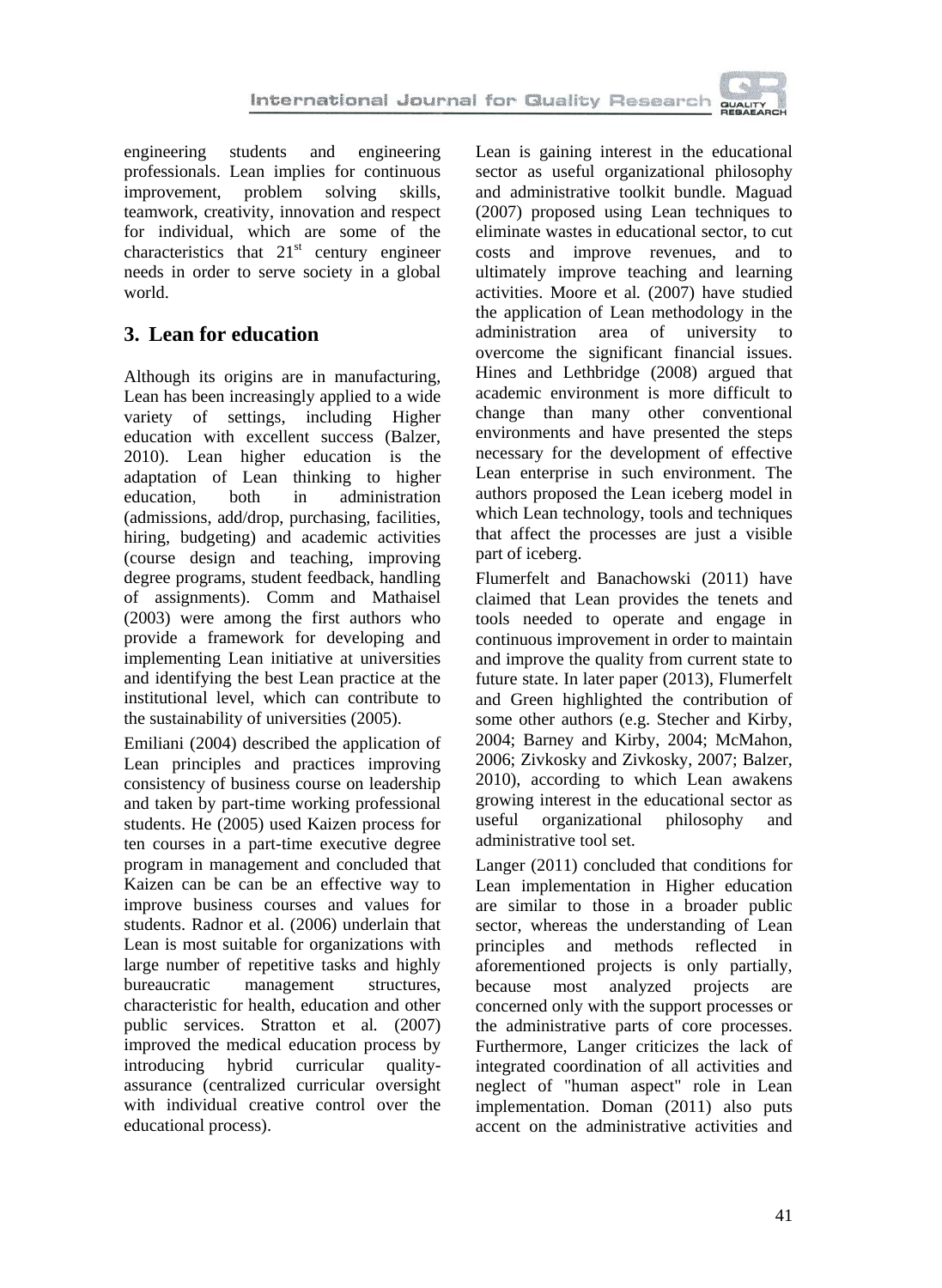engineering students and engineering professionals. Lean implies for continuous improvement, problem solving skills, teamwork, creativity, innovation and respect for individual, which are some of the characteristics that 21$^{st}$ century engineer needs in order to serve society in a global world.

## 3. Lean for education

Although its origins are in manufacturing, Lean has been increasingly applied to a wide variety of settings, including Higher education with excellent success (Balzer, 2010). Lean higher education is the adaptation of Lean thinking to higher education, both in administration (admissions, add/drop, purchasing, facilities, hiring, budgeting) and academic activities (course design and teaching, improving degree programs, student feedback, handling of assignments). Comm and Mathaisel (2003) were among the first authors who provide a framework for developing and implementing Lean initiative at universities and identifying the best Lean practice at the institutional level, which can contribute to the sustainability of universities (2005).

Emiliani (2004) described the application of Lean principles and practices improving consistency of business course on leadership and taken by part-time working professional students. He (2005) used Kaizen process for ten courses in a part-time executive degree program in management and concluded that Kaizen can be can be an effective way to improve business courses and values for students. Radnor et al. (2006) underlain that Lean is most suitable for organizations with large number of repetitive tasks and highly bureaucratic management structures, characteristic for health, education and other public services. Stratton et al. (2007) improved the medical education process by introducing hybrid curricular quality-assurance (centralized curricular oversight with individual creative control over the educational process).

Lean is gaining interest in the educational sector as useful organizational philosophy and administrative toolkit bundle. Maguad (2007) proposed using Lean techniques to eliminate wastes in educational sector, to cut costs and improve revenues, and to ultimately improve teaching and learning activities. Moore et al. (2007) have studied the application of Lean methodology in the administration area of university to overcome the significant financial issues. Hines and Lethbridge (2008) argued that academic environment is more difficult to change than many other conventional environments and have presented the steps necessary for the development of effective Lean enterprise in such environment. The authors proposed the Lean iceberg model in which Lean technology, tools and techniques that affect the processes are just a visible part of iceberg.

Flumerfelt and Banachowski (2011) have claimed that Lean provides the tenets and tools needed to operate and engage in continuous improvement in order to maintain and improve the quality from current state to future state. In later paper (2013), Flumerfelt and Green highlighted the contribution of some other authors (e.g. Stecher and Kirby, 2004; Barney and Kirby, 2004; McMahon, 2006; Zivkosky and Zivkosky, 2007; Balzer, 2010), according to which Lean awakens growing interest in the educational sector as useful organizational philosophy and administrative tool set.

Langer (2011) concluded that conditions for Lean implementation in Higher education are similar to those in a broader public sector, whereas the understanding of Lean principles and methods reflected in aforementioned projects is only partially, because most analyzed projects are concerned only with the support processes or the administrative parts of core processes. Furthermore, Langer criticizes the lack of integrated coordination of all activities and neglect of "human aspect" role in Lean implementation. Doman (2011) also puts accent on the administrative activities and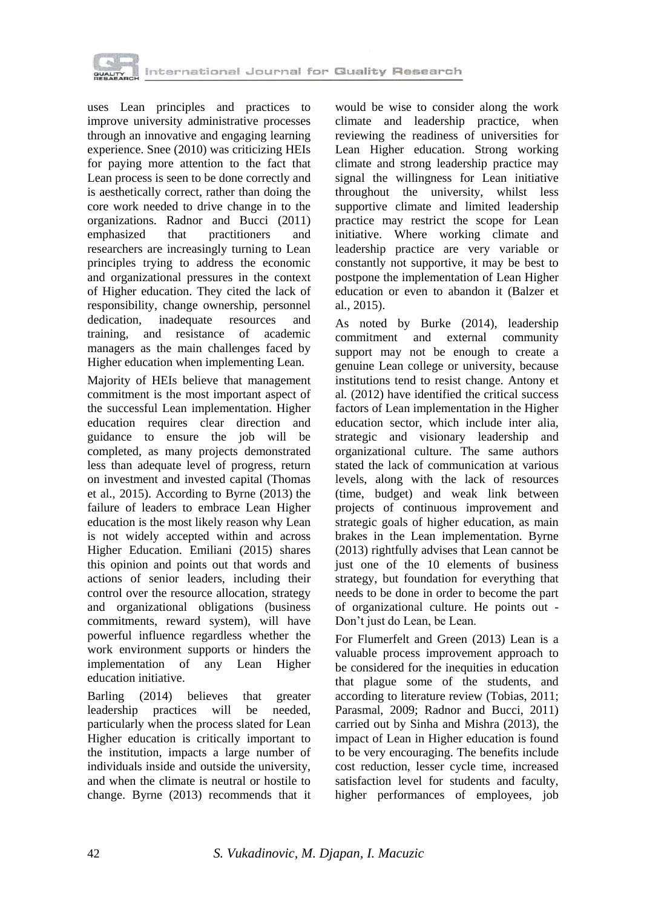uses Lean principles and practices to improve university administrative processes through an innovative and engaging learning experience. Snee (2010) was criticizing HEIs for paying more attention to the fact that Lean process is seen to be done correctly and is aesthetically correct, rather than doing the core work needed to drive change in to the organizations. Radnor and Bucci (2011) emphasized that practitioners and researchers are increasingly turning to Lean principles trying to address the economic and organizational pressures in the context of Higher education. They cited the lack of responsibility, change ownership, personnel dedication, inadequate resources and training, and resistance of academic managers as the main challenges faced by Higher education when implementing Lean.

Majority of HEIs believe that management commitment is the most important aspect of the successful Lean implementation. Higher education requires clear direction and guidance to ensure the job will be completed, as many projects demonstrated less than adequate level of progress, return on investment and invested capital (Thomas et al., 2015). According to Byrne (2013) the failure of leaders to embrace Lean Higher education is the most likely reason why Lean is not widely accepted within and across Higher Education. Emiliani (2015) shares this opinion and points out that words and actions of senior leaders, including their control over the resource allocation, strategy and organizational obligations (business commitments, reward system), will have powerful influence regardless whether the work environment supports or hinders the implementation of any Lean Higher education initiative.

Barling (2014) believes that greater leadership practices will be needed, particularly when the process slated for Lean Higher education is critically important to the institution, impacts a large number of individuals inside and outside the university, and when the climate is neutral or hostile to change. Byrne (2013) recommends that it would be wise to consider along the work climate and leadership practice, when reviewing the readiness of universities for Lean Higher education. Strong working climate and strong leadership practice may signal the willingness for Lean initiative throughout the university, whilst less supportive climate and limited leadership practice may restrict the scope for Lean initiative. Where working climate and leadership practice are very variable or constantly not supportive, it may be best to postpone the implementation of Lean Higher education or even to abandon it (Balzer et al., 2015).

As noted by Burke (2014), leadership commitment and external community support may not be enough to create a genuine Lean college or university, because institutions tend to resist change. Antony et al. (2012) have identified the critical success factors of Lean implementation in the Higher education sector, which include inter alia, strategic and visionary leadership and organizational culture. The same authors stated the lack of communication at various levels, along with the lack of resources (time, budget) and weak link between projects of continuous improvement and strategic goals of higher education, as main brakes in the Lean implementation. Byrne (2013) rightfully advises that Lean cannot be just one of the 10 elements of business strategy, but foundation for everything that needs to be done in order to become the part of organizational culture. He points out - Don't just do Lean, be Lean.

For Flumerfelt and Green (2013) Lean is a valuable process improvement approach to be considered for the inequities in education that plague some of the students, and according to literature review (Tobias, 2011; Parasmal, 2009; Radnor and Bucci, 2011) carried out by Sinha and Mishra (2013), the impact of Lean in Higher education is found to be very encouraging. The benefits include cost reduction, lesser cycle time, increased satisfaction level for students and faculty, higher performances of employees, job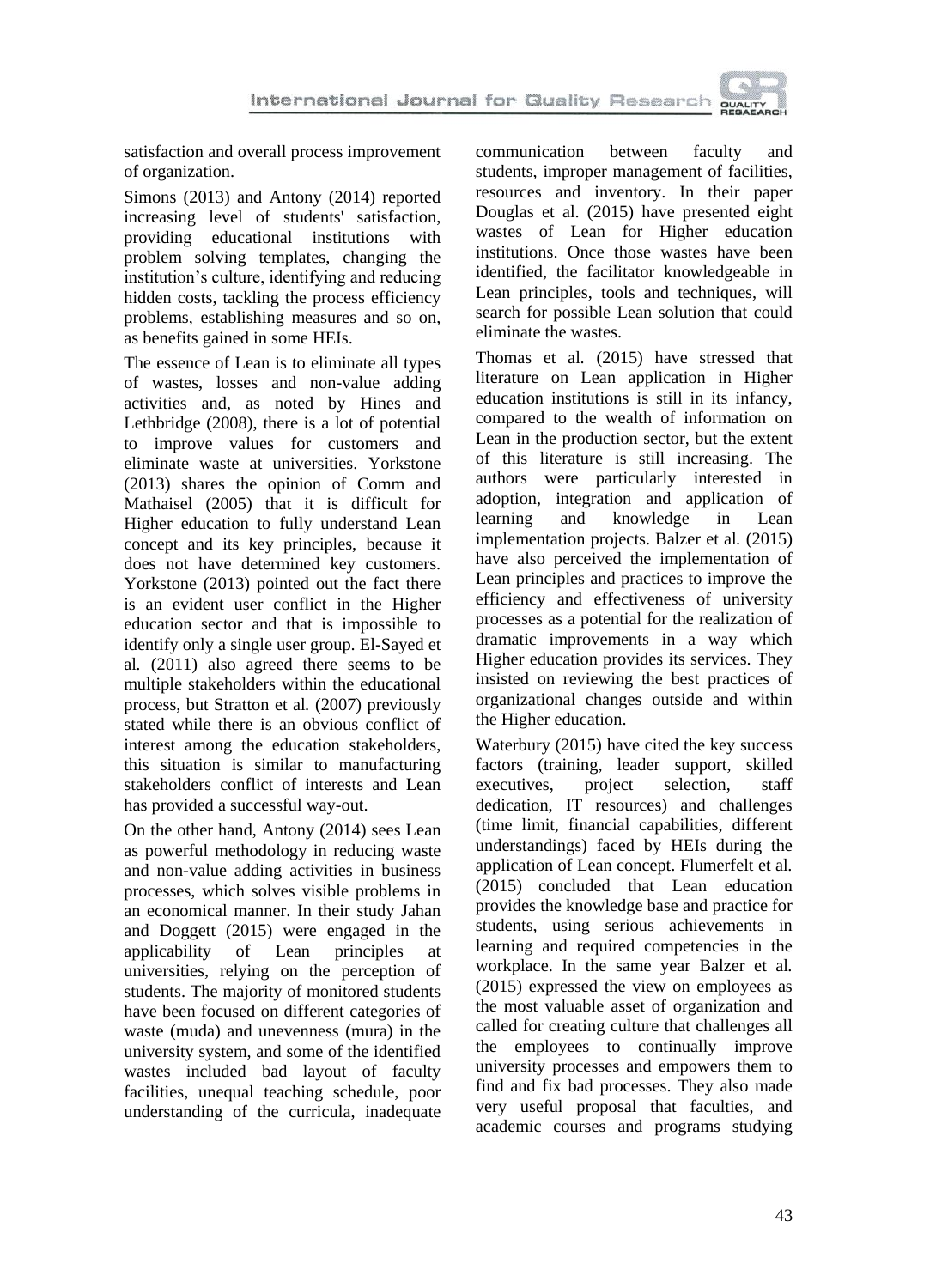satisfaction and overall process improvement of organization.

Simons (2013) and Antony (2014) reported increasing level of students' satisfaction, providing educational institutions with problem solving templates, changing the institution's culture, identifying and reducing hidden costs, tackling the process efficiency problems, establishing measures and so on, as benefits gained in some HEIs.

The essence of Lean is to eliminate all types of wastes, losses and non-value adding activities and, as noted by Hines and Lethbridge (2008), there is a lot of potential to improve values for customers and eliminate waste at universities. Yorkstone (2013) shares the opinion of Comm and Mathaisel (2005) that it is difficult for Higher education to fully understand Lean concept and its key principles, because it does not have determined key customers. Yorkstone (2013) pointed out the fact there is an evident user conflict in the Higher education sector and that is impossible to identify only a single user group. El-Sayed et al. (2011) also agreed there seems to be multiple stakeholders within the educational process, but Stratton et al. (2007) previously stated while there is an obvious conflict of interest among the education stakeholders, this situation is similar to manufacturing stakeholders conflict of interests and Lean has provided a successful way-out.

On the other hand, Antony (2014) sees Lean as powerful methodology in reducing waste and non-value adding activities in business processes, which solves visible problems in an economical manner. In their study Jahan and Doggett (2015) were engaged in the applicability of Lean principles at universities, relying on the perception of students. The majority of monitored students have been focused on different categories of waste (muda) and unevenness (mura) in the university system, and some of the identified wastes included bad layout of faculty facilities, unequal teaching schedule, poor understanding of the curricula, inadequate communication between faculty and students, improper management of facilities, resources and inventory. In their paper Douglas et al. (2015) have presented eight wastes of Lean for Higher education institutions. Once those wastes have been identified, the facilitator knowledgeable in Lean principles, tools and techniques, will search for possible Lean solution that could eliminate the wastes.

Thomas et al. (2015) have stressed that literature on Lean application in Higher education institutions is still in its infancy, compared to the wealth of information on Lean in the production sector, but the extent of this literature is still increasing. The authors were particularly interested in adoption, integration and application of learning and knowledge in Lean implementation projects. Balzer et al. (2015) have also perceived the implementation of Lean principles and practices to improve the efficiency and effectiveness of university processes as a potential for the realization of dramatic improvements in a way which Higher education provides its services. They insisted on reviewing the best practices of organizational changes outside and within the Higher education.

Waterbury (2015) have cited the key success factors (training, leader support, skilled executives, project selection, staff dedication, IT resources) and challenges (time limit, financial capabilities, different understandings) faced by HEIs during the application of Lean concept. Flumerfelt et al. (2015) concluded that Lean education provides the knowledge base and practice for students, using serious achievements in learning and required competencies in the workplace. In the same year Balzer et al. (2015) expressed the view on employees as the most valuable asset of organization and called for creating culture that challenges all the employees to continually improve university processes and empowers them to find and fix bad processes. They also made very useful proposal that faculties, and academic courses and programs studying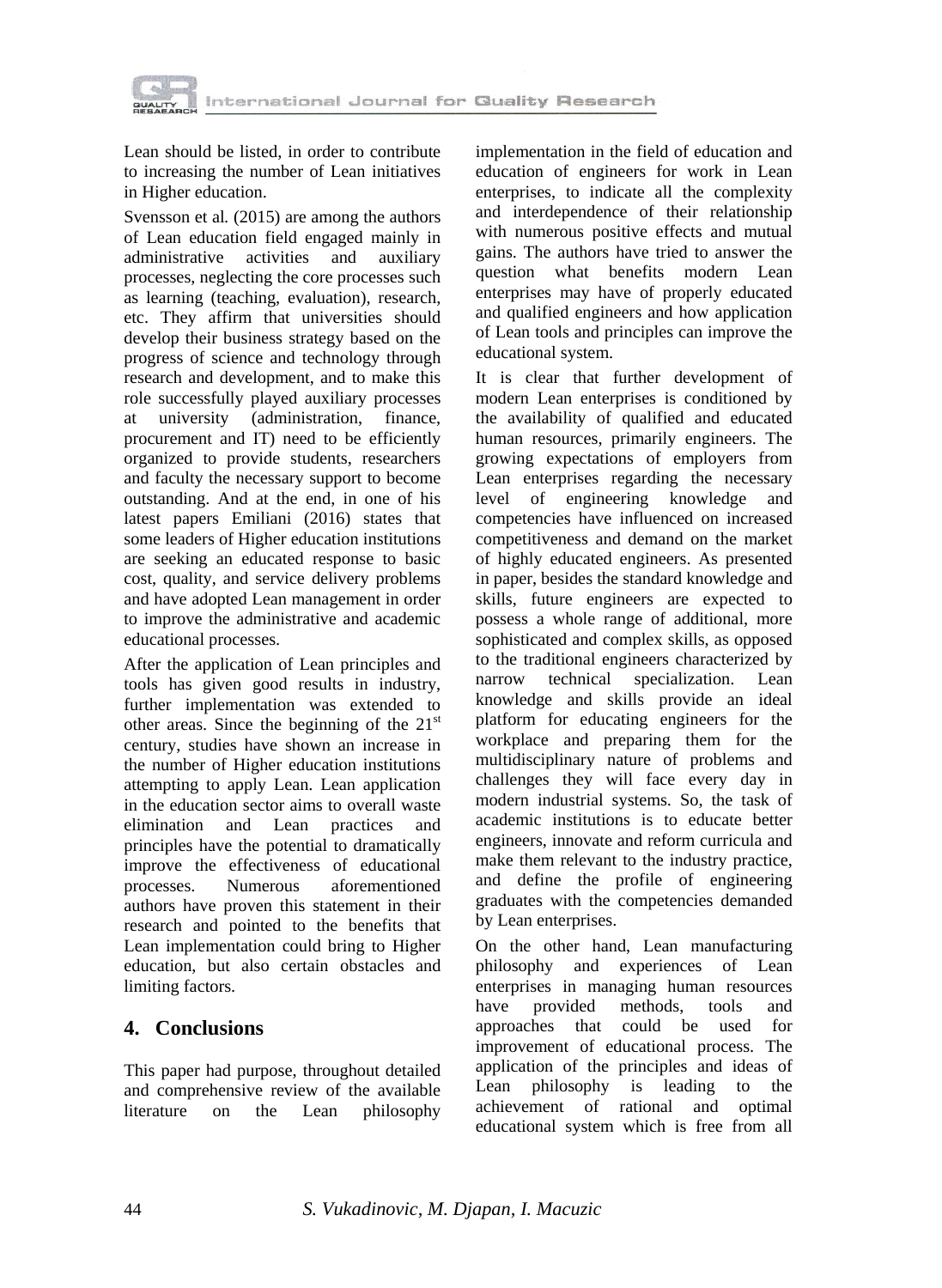Lean should be listed, in order to contribute to increasing the number of Lean initiatives in Higher education.

Svensson et al. (2015) are among the authors of Lean education field engaged mainly in administrative activities and auxiliary processes, neglecting the core processes such as learning (teaching, evaluation), research, etc. They affirm that universities should develop their business strategy based on the progress of science and technology through research and development, and to make this role successfully played auxiliary processes at university (administration, finance, procurement and IT) need to be efficiently organized to provide students, researchers and faculty the necessary support to become outstanding. And at the end, in one of his latest papers Emiliani (2016) states that some leaders of Higher education institutions are seeking an educated response to basic cost, quality, and service delivery problems and have adopted Lean management in order to improve the administrative and academic educational processes.

After the application of Lean principles and tools has given good results in industry, further implementation was extended to other areas. Since the beginning of the 21st century, studies have shown an increase in the number of Higher education institutions attempting to apply Lean. Lean application in the education sector aims to overall waste elimination and Lean practices and principles have the potential to dramatically improve the effectiveness of educational processes. Numerous aforementioned authors have proven this statement in their research and pointed to the benefits that Lean implementation could bring to Higher education, but also certain obstacles and limiting factors.

## 4. Conclusions

This paper had purpose, throughout detailed and comprehensive review of the available literature on the Lean philosophy implementation in the field of education and education of engineers for work in Lean enterprises, to indicate all the complexity and interdependence of their relationship with numerous positive effects and mutual gains. The authors have tried to answer the question what benefits modern Lean enterprises may have of properly educated and qualified engineers and how application of Lean tools and principles can improve the educational system.

It is clear that further development of modern Lean enterprises is conditioned by the availability of qualified and educated human resources, primarily engineers. The growing expectations of employers from Lean enterprises regarding the necessary level of engineering knowledge and competencies have influenced on increased competitiveness and demand on the market of highly educated engineers. As presented in paper, besides the standard knowledge and skills, future engineers are expected to possess a whole range of additional, more sophisticated and complex skills, as opposed to the traditional engineers characterized by narrow technical specialization. Lean knowledge and skills provide an ideal platform for educating engineers for the workplace and preparing them for the multidisciplinary nature of problems and challenges they will face every day in modern industrial systems. So, the task of academic institutions is to educate better engineers, innovate and reform curricula and make them relevant to the industry practice, and define the profile of engineering graduates with the competencies demanded by Lean enterprises.

On the other hand, Lean manufacturing philosophy and experiences of Lean enterprises in managing human resources have provided methods, tools and approaches that could be used for improvement of educational process. The application of the principles and ideas of Lean philosophy is leading to the achievement of rational and optimal educational system which is free from all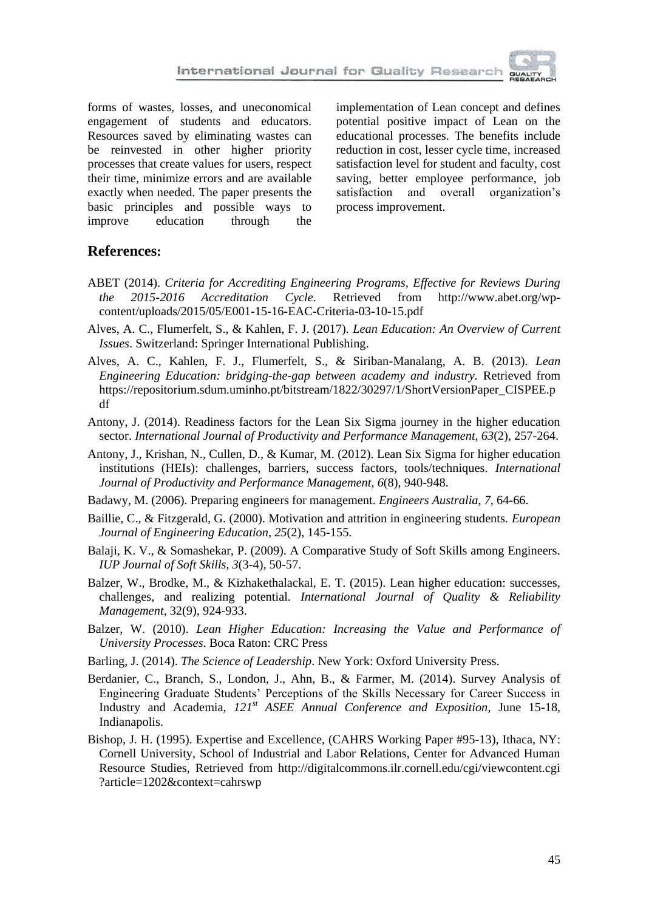forms of wastes, losses, and uneconomical engagement of students and educators. Resources saved by eliminating wastes can be reinvested in other higher priority processes that create values for users, respect their time, minimize errors and are available exactly when needed. The paper presents the basic principles and possible ways to improve education through the implementation of Lean concept and defines potential positive impact of Lean on the educational processes. The benefits include reduction in cost, lesser cycle time, increased satisfaction level for student and faculty, cost saving, better employee performance, job satisfaction and overall organization's process improvement.

## References:

ABET (2014). *Criteria for Accrediting Engineering Programs, Effective for Reviews During the 2015-2016 Accreditation Cycle*. Retrieved from http://www.abet.org/wp-content/uploads/2015/05/E001-15-16-EAC-Criteria-03-10-15.pdf

Alves, A. C., Flumerfelt, S., & Kahlen, F. J. (2017). *Lean Education: An Overview of Current Issues*. Switzerland: Springer International Publishing.

Alves, A. C., Kahlen, F. J., Flumerfelt, S., & Siriban-Manalang, A. B. (2013). *Lean Engineering Education: bridging-the-gap between academy and industry*. Retrieved from https://repositorium.sdum.uminho.pt/bitstream/1822/30297/1/ShortVersionPaper_CISPEE.pdf

Antony, J. (2014). Readiness factors for the Lean Six Sigma journey in the higher education sector. *International Journal of Productivity and Performance Management*, *63*(2), 257-264.

Antony, J., Krishan, N., Cullen, D., & Kumar, M. (2012). Lean Six Sigma for higher education institutions (HEIs): challenges, barriers, success factors, tools/techniques. *International Journal of Productivity and Performance Management*, *6*(8), 940-948.

Badawy, M. (2006). Preparing engineers for management. *Engineers Australia*, *7*, 64-66.

Baillie, C., & Fitzgerald, G. (2000). Motivation and attrition in engineering students. *European Journal of Engineering Education*, *25*(2), 145-155.

Balaji, K. V., & Somashekar, P. (2009). A Comparative Study of Soft Skills among Engineers. *IUP Journal of Soft Skills*, *3*(3-4), 50-57.

Balzer, W., Brodke, M., & Kizhakethalackal, E. T. (2015). Lean higher education: successes, challenges, and realizing potential. *International Journal of Quality & Reliability Management*, 32(9), 924-933.

Balzer, W. (2010). *Lean Higher Education: Increasing the Value and Performance of University Processes*. Boca Raton: CRC Press

Barling, J. (2014). *The Science of Leadership*. New York: Oxford University Press.

Berdanier, C., Branch, S., London, J., Ahn, B., & Farmer, M. (2014). Survey Analysis of Engineering Graduate Students' Perceptions of the Skills Necessary for Career Success in Industry and Academia, *121st ASEE Annual Conference and Exposition*, June 15-18, Indianapolis.

Bishop, J. H. (1995). Expertise and Excellence, (CAHRS Working Paper #95-13), Ithaca, NY: Cornell University, School of Industrial and Labor Relations, Center for Advanced Human Resource Studies, Retrieved from http://digitalcommons.ilr.cornell.edu/cgi/viewcontent.cgi?article=1202&context=cahrswp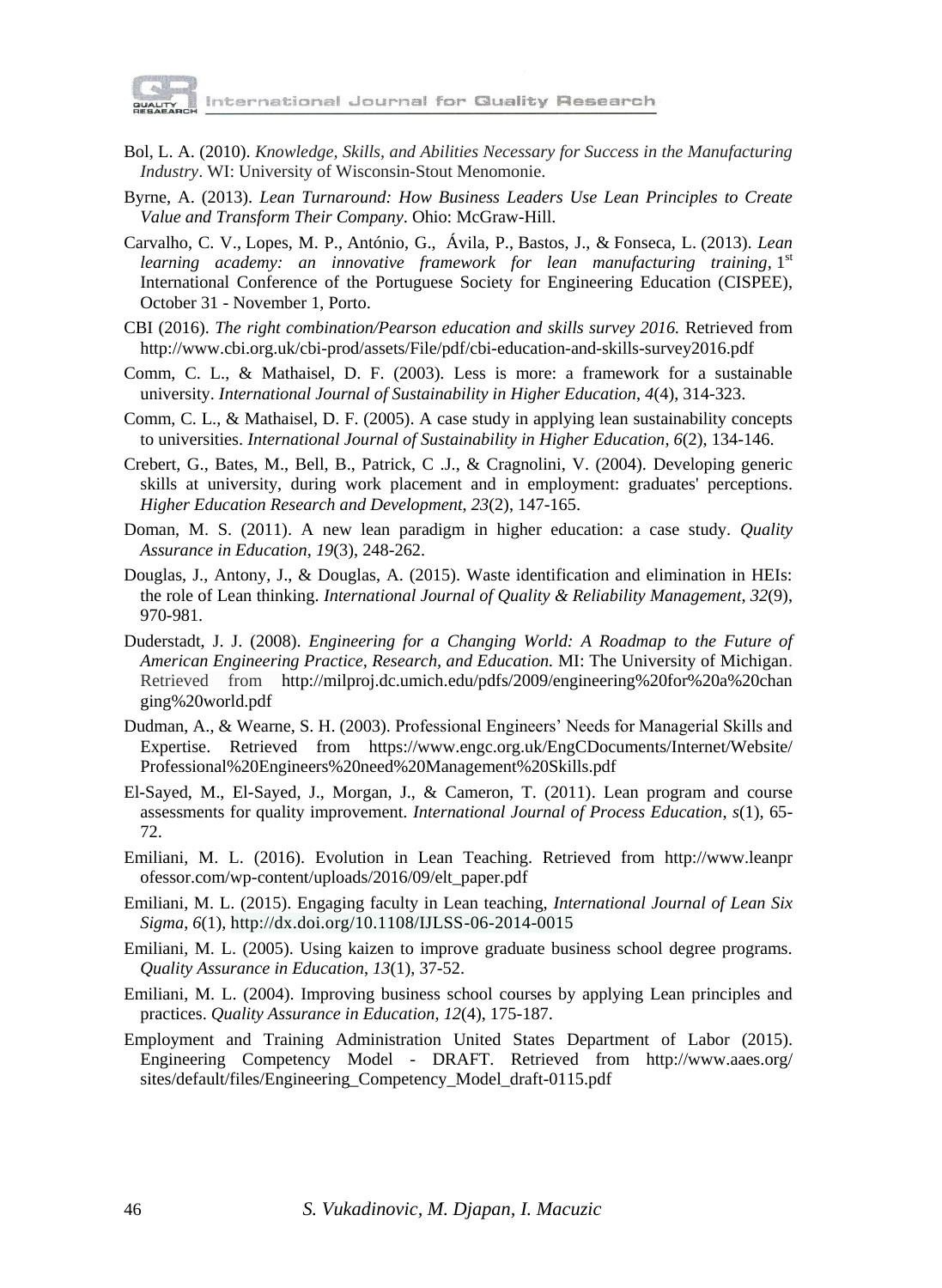Bol, L. A. (2010). *Knowledge, Skills, and Abilities Necessary for Success in the Manufacturing Industry*. WI: University of Wisconsin-Stout Menomonie.

Byrne, A. (2013). *Lean Turnaround: How Business Leaders Use Lean Principles to Create Value and Transform Their Company*. Ohio: McGraw-Hill.

Carvalho, C. V., Lopes, M. P., António, G., Ávila, P., Bastos, J., & Fonseca, L. (2013). *Lean learning academy: an innovative framework for lean manufacturing training*, 1st International Conference of the Portuguese Society for Engineering Education (CISPEE), October 31 - November 1, Porto.

CBI (2016). *The right combination/Pearson education and skills survey 2016.* Retrieved from http://www.cbi.org.uk/cbi-prod/assets/File/pdf/cbi-education-and-skills-survey2016.pdf

Comm, C. L., & Mathaisel, D. F. (2003). Less is more: a framework for a sustainable university. *International Journal of Sustainability in Higher Education*, *4*(4), 314-323.

Comm, C. L., & Mathaisel, D. F. (2005). A case study in applying lean sustainability concepts to universities. *International Journal of Sustainability in Higher Education*, *6*(2), 134-146.

Crebert, G., Bates, M., Bell, B., Patrick, C .J., & Cragnolini, V. (2004). Developing generic skills at university, during work placement and in employment: graduates' perceptions. *Higher Education Research and Development*, *23*(2), 147-165.

Doman, M. S. (2011). A new lean paradigm in higher education: a case study. *Quality Assurance in Education*, *19*(3), 248-262.

Douglas, J., Antony, J., & Douglas, A. (2015). Waste identification and elimination in HEIs: the role of Lean thinking. *International Journal of Quality & Reliability Management*, *32*(9), 970-981.

Duderstadt, J. J. (2008). *Engineering for a Changing World: A Roadmap to the Future of American Engineering Practice, Research, and Education.* MI: The University of Michigan. Retrieved from http://milproj.dc.umich.edu/pdfs/2009/engineering%20for%20a%20changing%20world.pdf

Dudman, A., & Wearne, S. H. (2003). Professional Engineers' Needs for Managerial Skills and Expertise. Retrieved from https://www.engc.org.uk/EngCDocuments/Internet/Website/Professional%20Engineers%20need%20Management%20Skills.pdf

El-Sayed, M., El-Sayed, J., Morgan, J., & Cameron, T. (2011). Lean program and course assessments for quality improvement. *International Journal of Process Education*, *s*(1), 65-72.

Emiliani, M. L. (2016). Evolution in Lean Teaching. Retrieved from http://www.leanprofessor.com/wp-content/uploads/2016/09/elt_paper.pdf

Emiliani, M. L. (2015). Engaging faculty in Lean teaching, *International Journal of Lean Six Sigma*, *6*(1), http://dx.doi.org/10.1108/IJLSS-06-2014-0015

Emiliani, M. L. (2005). Using kaizen to improve graduate business school degree programs. *Quality Assurance in Education*, *13*(1), 37-52.

Emiliani, M. L. (2004). Improving business school courses by applying Lean principles and practices. *Quality Assurance in Education*, *12*(4), 175-187.

Employment and Training Administration United States Department of Labor (2015). Engineering Competency Model - DRAFT. Retrieved from http://www.aaes.org/sites/default/files/Engineering_Competency_Model_draft-0115.pdf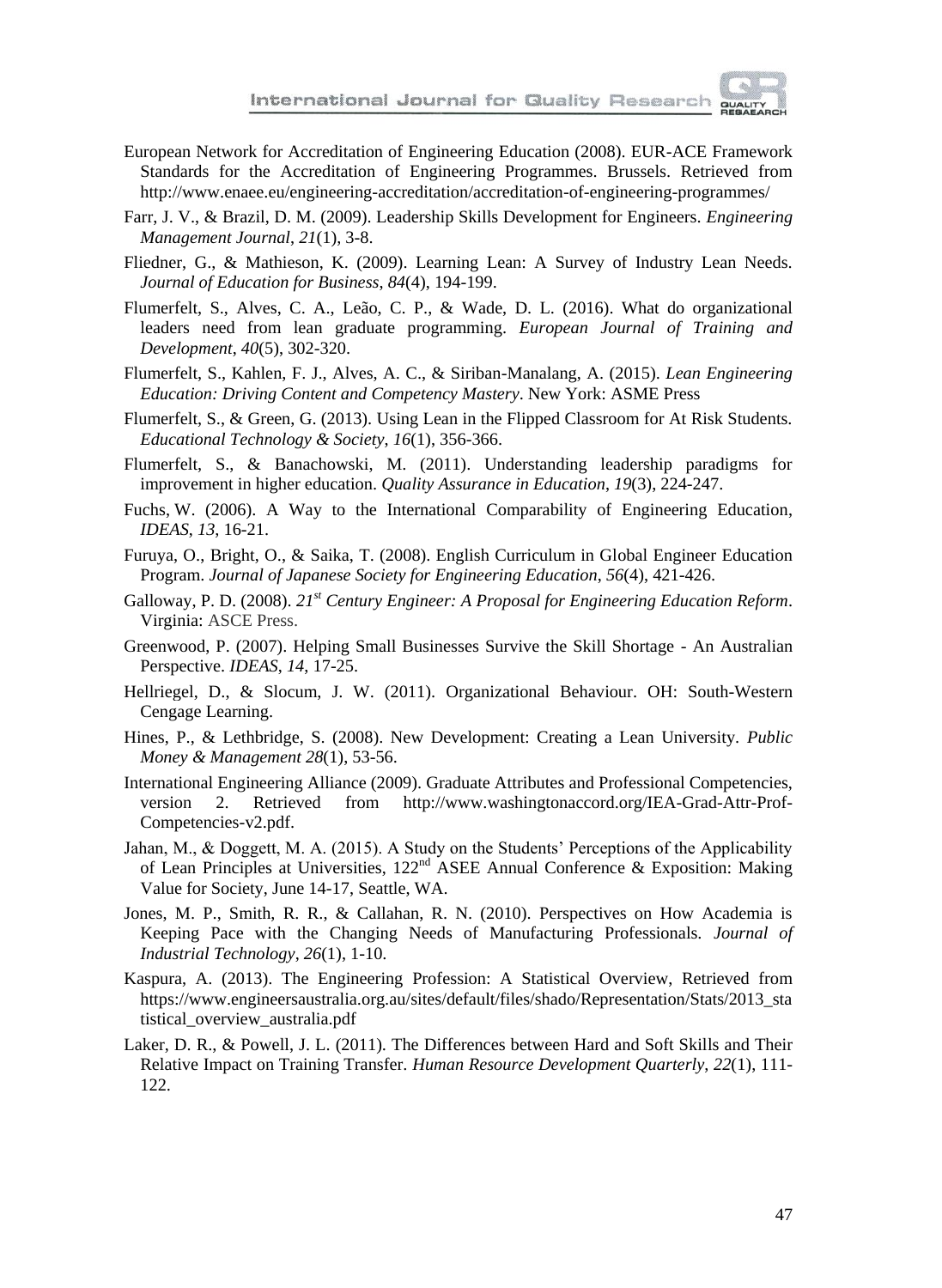European Network for Accreditation of Engineering Education (2008). EUR-ACE Framework Standards for the Accreditation of Engineering Programmes. Brussels. Retrieved from http://www.enaee.eu/engineering-accreditation/accreditation-of-engineering-programmes/

Farr, J. V., & Brazil, D. M. (2009). Leadership Skills Development for Engineers. *Engineering Management Journal*, *21*(1), 3-8.

Fliedner, G., & Mathieson, K. (2009). Learning Lean: A Survey of Industry Lean Needs. *Journal of Education for Business*, *84*(4), 194-199.

Flumerfelt, S., Alves, C. A., Leão, C. P., & Wade, D. L. (2016). What do organizational leaders need from lean graduate programming. *European Journal of Training and Development*, *40*(5), 302-320.

Flumerfelt, S., Kahlen, F. J., Alves, A. C., & Siriban-Manalang, A. (2015). *Lean Engineering Education: Driving Content and Competency Mastery*. New York: ASME Press

Flumerfelt, S., & Green, G. (2013). Using Lean in the Flipped Classroom for At Risk Students. *Educational Technology & Society*, *16*(1), 356-366.

Flumerfelt, S., & Banachowski, M. (2011). Understanding leadership paradigms for improvement in higher education. *Quality Assurance in Education*, *19*(3), 224-247.

Fuchs, W. (2006). A Way to the International Comparability of Engineering Education, *IDEAS*, *13*, 16-21.

Furuya, O., Bright, O., & Saika, T. (2008). English Curriculum in Global Engineer Education Program. *Journal of Japanese Society for Engineering Education*, *56*(4), 421-426.

Galloway, P. D. (2008). *21st Century Engineer: A Proposal for Engineering Education Reform*. Virginia: ASCE Press.

Greenwood, P. (2007). Helping Small Businesses Survive the Skill Shortage - An Australian Perspective. *IDEAS*, *14*, 17-25.

Hellriegel, D., & Slocum, J. W. (2011). Organizational Behaviour. OH: South-Western Cengage Learning.

Hines, P., & Lethbridge, S. (2008). New Development: Creating a Lean University. *Public Money & Management 28*(1), 53-56.

International Engineering Alliance (2009). Graduate Attributes and Professional Competencies, version 2. Retrieved from http://www.washingtonaccord.org/IEA-Grad-Attr-Prof-Competencies-v2.pdf.

Jahan, M., & Doggett, M. A. (2015). A Study on the Students' Perceptions of the Applicability of Lean Principles at Universities, 122nd ASEE Annual Conference & Exposition: Making Value for Society, June 14-17, Seattle, WA.

Jones, M. P., Smith, R. R., & Callahan, R. N. (2010). Perspectives on How Academia is Keeping Pace with the Changing Needs of Manufacturing Professionals. *Journal of Industrial Technology*, *26*(1), 1-10.

Kaspura, A. (2013). The Engineering Profession: A Statistical Overview, Retrieved from https://www.engineersaustralia.org.au/sites/default/files/shado/Representation/Stats/2013_statistical_overview_australia.pdf

Laker, D. R., & Powell, J. L. (2011). The Differences between Hard and Soft Skills and Their Relative Impact on Training Transfer. *Human Resource Development Quarterly*, *22*(1), 111-122.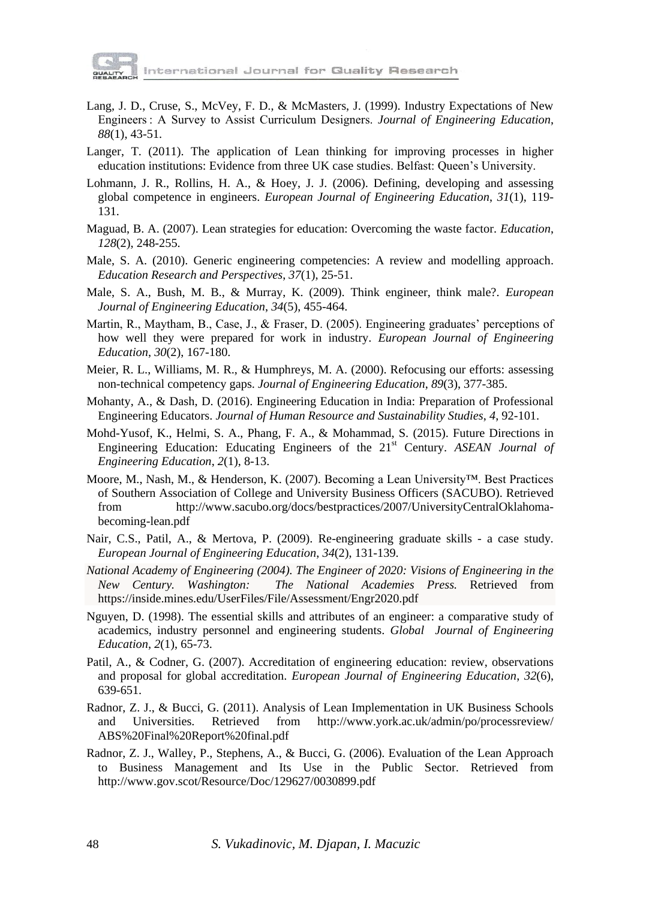Lang, J. D., Cruse, S., McVey, F. D., & McMasters, J. (1999). Industry Expectations of New Engineers : A Survey to Assist Curriculum Designers. *Journal of Engineering Education*, *88*(1), 43-51.

Langer, T. (2011). The application of Lean thinking for improving processes in higher education institutions: Evidence from three UK case studies. Belfast: Queen's University.

Lohmann, J. R., Rollins, H. A., & Hoey, J. J. (2006). Defining, developing and assessing global competence in engineers. *European Journal of Engineering Education*, *31*(1), 119-131.

Maguad, B. A. (2007). Lean strategies for education: Overcoming the waste factor. *Education*, *128*(2), 248-255.

Male, S. A. (2010). Generic engineering competencies: A review and modelling approach. *Education Research and Perspectives*, *37*(1), 25-51.

Male, S. A., Bush, M. B., & Murray, K. (2009). Think engineer, think male?. *European Journal of Engineering Education*, *34*(5), 455-464.

Martin, R., Maytham, B., Case, J., & Fraser, D. (2005). Engineering graduates' perceptions of how well they were prepared for work in industry. *European Journal of Engineering Education*, *30*(2), 167-180.

Meier, R. L., Williams, M. R., & Humphreys, M. A. (2000). Refocusing our efforts: assessing non-technical competency gaps. *Journal of Engineering Education*, *89*(3), 377-385.

Mohanty, A., & Dash, D. (2016). Engineering Education in India: Preparation of Professional Engineering Educators. *Journal of Human Resource and Sustainability Studies*, *4*, 92-101.

Mohd-Yusof, K., Helmi, S. A., Phang, F. A., & Mohammad, S. (2015). Future Directions in Engineering Education: Educating Engineers of the 21st Century. *ASEAN Journal of Engineering Education*, *2*(1), 8-13.

Moore, M., Nash, M., & Henderson, K. (2007). Becoming a Lean University™. Best Practices of Southern Association of College and University Business Officers (SACUBO). Retrieved from http://www.sacubo.org/docs/bestpractices/2007/UniversityCentralOklahoma-becoming-lean.pdf

Nair, C.S., Patil, A., & Mertova, P. (2009). Re-engineering graduate skills - a case study. *European Journal of Engineering Education*, *34*(2), 131-139.

*National Academy of Engineering (2004). The Engineer of 2020: Visions of Engineering in the New Century. Washington: The National Academies Press.* Retrieved from https://inside.mines.edu/UserFiles/File/Assessment/Engr2020.pdf

Nguyen, D. (1998). The essential skills and attributes of an engineer: a comparative study of academics, industry personnel and engineering students. *Global Journal of Engineering Education*, *2*(1), 65-73.

Patil, A., & Codner, G. (2007). Accreditation of engineering education: review, observations and proposal for global accreditation. *European Journal of Engineering Education*, *32*(6), 639-651.

Radnor, Z. J., & Bucci, G. (2011). Analysis of Lean Implementation in UK Business Schools and Universities. Retrieved from http://www.york.ac.uk/admin/po/processreview/ABS%20Final%20Report%20final.pdf

Radnor, Z. J., Walley, P., Stephens, A., & Bucci, G. (2006). Evaluation of the Lean Approach to Business Management and Its Use in the Public Sector. Retrieved from http://www.gov.scot/Resource/Doc/129627/0030899.pdf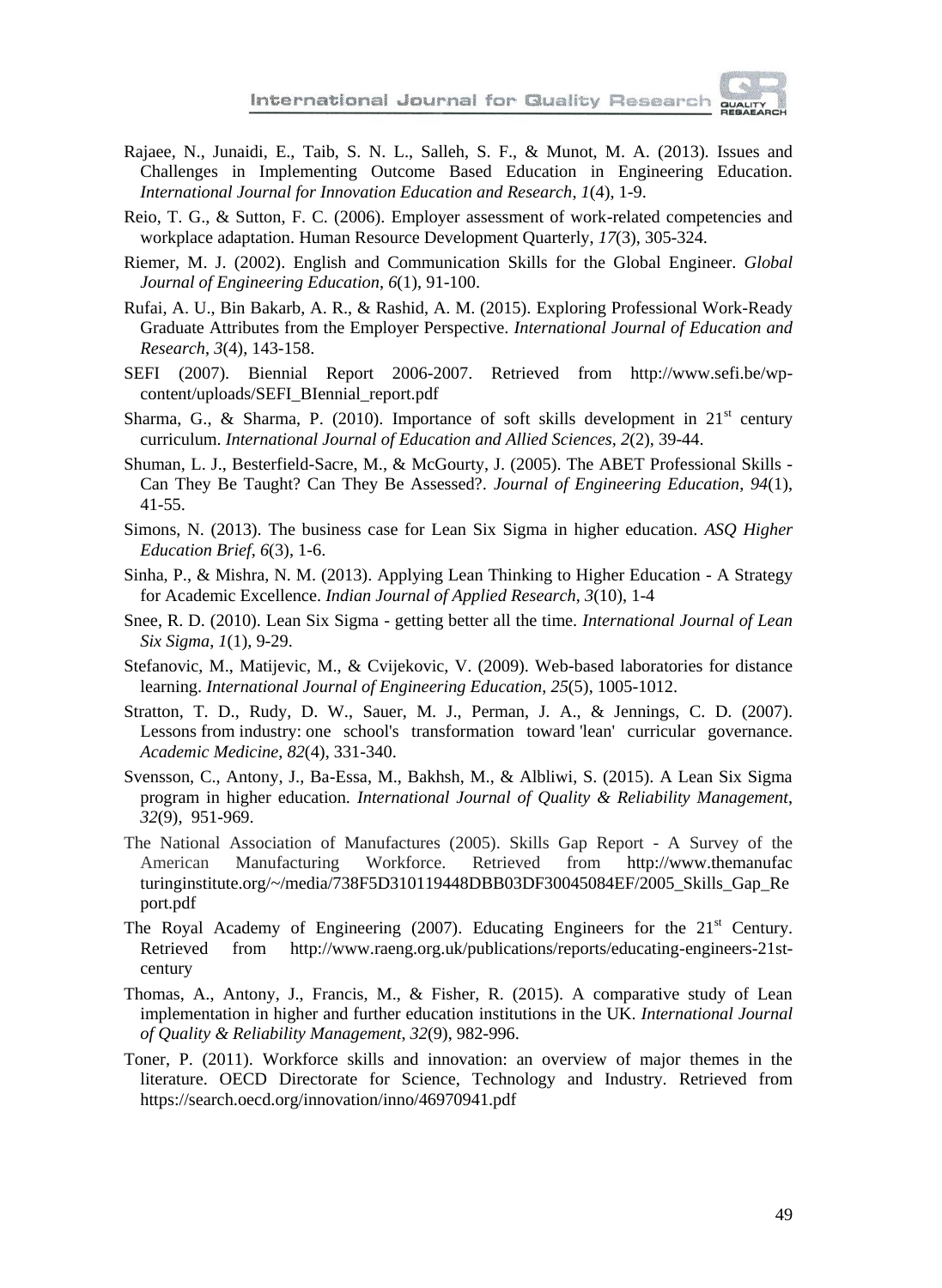Rajaee, N., Junaidi, E., Taib, S. N. L., Salleh, S. F., & Munot, M. A. (2013). Issues and Challenges in Implementing Outcome Based Education in Engineering Education. *International Journal for Innovation Education and Research*, *1*(4), 1-9.

Reio, T. G., & Sutton, F. C. (2006). Employer assessment of work-related competencies and workplace adaptation. Human Resource Development Quarterly, *17*(3), 305-324.

Riemer, M. J. (2002). English and Communication Skills for the Global Engineer. *Global Journal of Engineering Education*, *6*(1), 91-100.

Rufai, A. U., Bin Bakarb, A. R., & Rashid, A. M. (2015). Exploring Professional Work-Ready Graduate Attributes from the Employer Perspective. *International Journal of Education and Research*, *3*(4), 143-158.

SEFI (2007). Biennial Report 2006-2007. Retrieved from http://www.sefi.be/wp-content/uploads/SEFI_BIennial_report.pdf

Sharma, G., & Sharma, P. (2010). Importance of soft skills development in 21st century curriculum. *International Journal of Education and Allied Sciences*, *2*(2), 39-44.

Shuman, L. J., Besterfield-Sacre, M., & McGourty, J. (2005). The ABET Professional Skills - Can They Be Taught? Can They Be Assessed?. *Journal of Engineering Education*, *94*(1), 41-55.

Simons, N. (2013). The business case for Lean Six Sigma in higher education. *ASQ Higher Education Brief*, *6*(3), 1-6.

Sinha, P., & Mishra, N. M. (2013). Applying Lean Thinking to Higher Education - A Strategy for Academic Excellence. *Indian Journal of Applied Research*, *3*(10), 1-4

Snee, R. D. (2010). Lean Six Sigma - getting better all the time. *International Journal of Lean Six Sigma*, *1*(1), 9-29.

Stefanovic, M., Matijevic, M., & Cvijekovic, V. (2009). Web-based laboratories for distance learning. *International Journal of Engineering Education*, *25*(5), 1005-1012.

Stratton, T. D., Rudy, D. W., Sauer, M. J., Perman, J. A., & Jennings, C. D. (2007). Lessons from industry: one school's transformation toward 'lean' curricular governance. *Academic Medicine*, *82*(4), 331-340.

Svensson, C., Antony, J., Ba-Essa, M., Bakhsh, M., & Albliwi, S. (2015). A Lean Six Sigma program in higher education. *International Journal of Quality & Reliability Management*, *32*(9), 951-969.

The National Association of Manufactures (2005). Skills Gap Report - A Survey of the American Manufacturing Workforce. Retrieved from http://www.themanufacturinginstitute.org/~/media/738F5D310119448DBB03DF30045084EF/2005_Skills_Gap_Report.pdf

The Royal Academy of Engineering (2007). Educating Engineers for the 21st Century. Retrieved from http://www.raeng.org.uk/publications/reports/educating-engineers-21st-century

Thomas, A., Antony, J., Francis, M., & Fisher, R. (2015). A comparative study of Lean implementation in higher and further education institutions in the UK. *International Journal of Quality & Reliability Management*, *32*(9), 982-996.

Toner, P. (2011). Workforce skills and innovation: an overview of major themes in the literature. OECD Directorate for Science, Technology and Industry. Retrieved from https://search.oecd.org/innovation/inno/46970941.pdf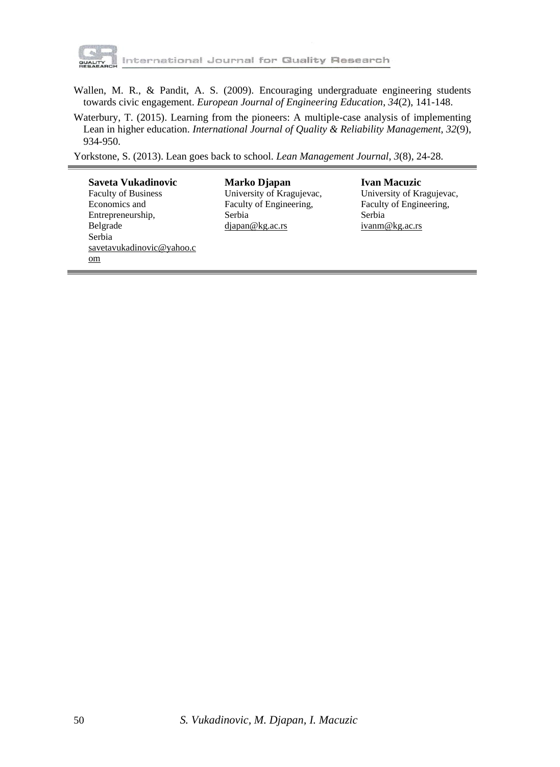Wallen, M. R., & Pandit, A. S. (2009). Encouraging undergraduate engineering students towards civic engagement. *European Journal of Engineering Education*, *34*(2), 141-148.

Waterbury, T. (2015). Learning from the pioneers: A multiple-case analysis of implementing Lean in higher education. *International Journal of Quality & Reliability Management*, *32*(9), 934-950.

Yorkstone, S. (2013). Lean goes back to school. *Lean Management Journal*, *3*(8), 24-28.

---

**Saveta Vukadinovic**
Faculty of Business Economics and Entrepreneurship, Belgrade
Serbia
savetavukadinovic@yahoo.com

**Marko Djapan**
University of Kragujevac, Faculty of Engineering, Serbia
djapan@kg.ac.rs

**Ivan Macuzic**
University of Kragujevac, Faculty of Engineering, Serbia
ivanm@kg.ac.rs